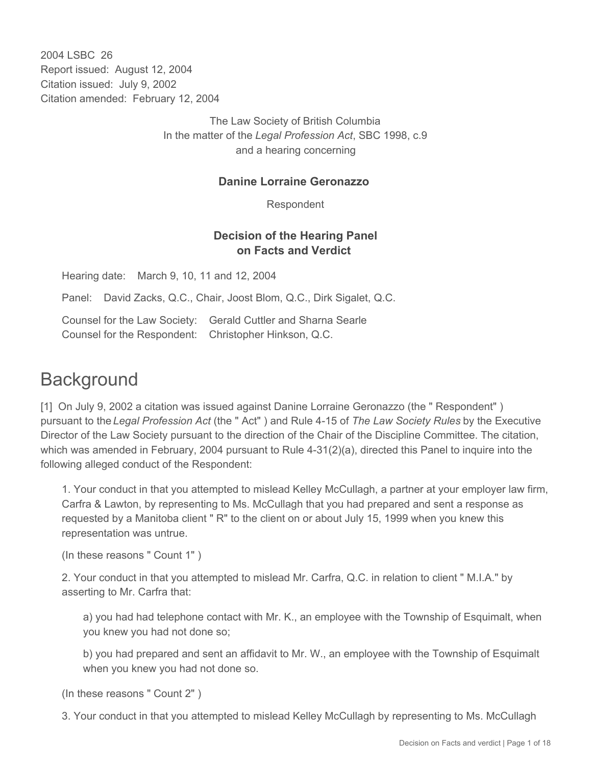2004 LSBC 26
Report issued: August 12, 2004
Citation issued: July 9, 2002
Citation amended: February 12, 2004

The Law Society of British Columbia
In the matter of the *Legal Profession Act*, SBC 1998, c.9
and a hearing concerning

**Danine Lorraine Geronazzo**

Respondent

**Decision of the Hearing Panel on Facts and Verdict**

Hearing date: March 9, 10, 11 and 12, 2004

Panel: David Zacks, Q.C., Chair, Joost Blom, Q.C., Dirk Sigalet, Q.C.

Counsel for the Law Society: Gerald Cuttler and Sharna Searle
Counsel for the Respondent: Christopher Hinkson, Q.C.

# Background

[1] On July 9, 2002 a citation was issued against Danine Lorraine Geronazzo (the " Respondent" ) pursuant to the *Legal Profession Act* (the " Act" ) and Rule 4-15 of *The Law Society Rules* by the Executive Director of the Law Society pursuant to the direction of the Chair of the Discipline Committee. The citation, which was amended in February, 2004 pursuant to Rule 4-31(2)(a), directed this Panel to inquire into the following alleged conduct of the Respondent:

1. Your conduct in that you attempted to mislead Kelley McCullagh, a partner at your employer law firm, Carfra & Lawton, by representing to Ms. McCullagh that you had prepared and sent a response as requested by a Manitoba client " R" to the client on or about July 15, 1999 when you knew this representation was untrue.

(In these reasons " Count 1" )

2. Your conduct in that you attempted to mislead Mr. Carfra, Q.C. in relation to client " M.I.A." by asserting to Mr. Carfra that:

a) you had had telephone contact with Mr. K., an employee with the Township of Esquimalt, when you knew you had not done so;

b) you had prepared and sent an affidavit to Mr. W., an employee with the Township of Esquimalt when you knew you had not done so.

(In these reasons " Count 2" )

3. Your conduct in that you attempted to mislead Kelley McCullagh by representing to Ms. McCullagh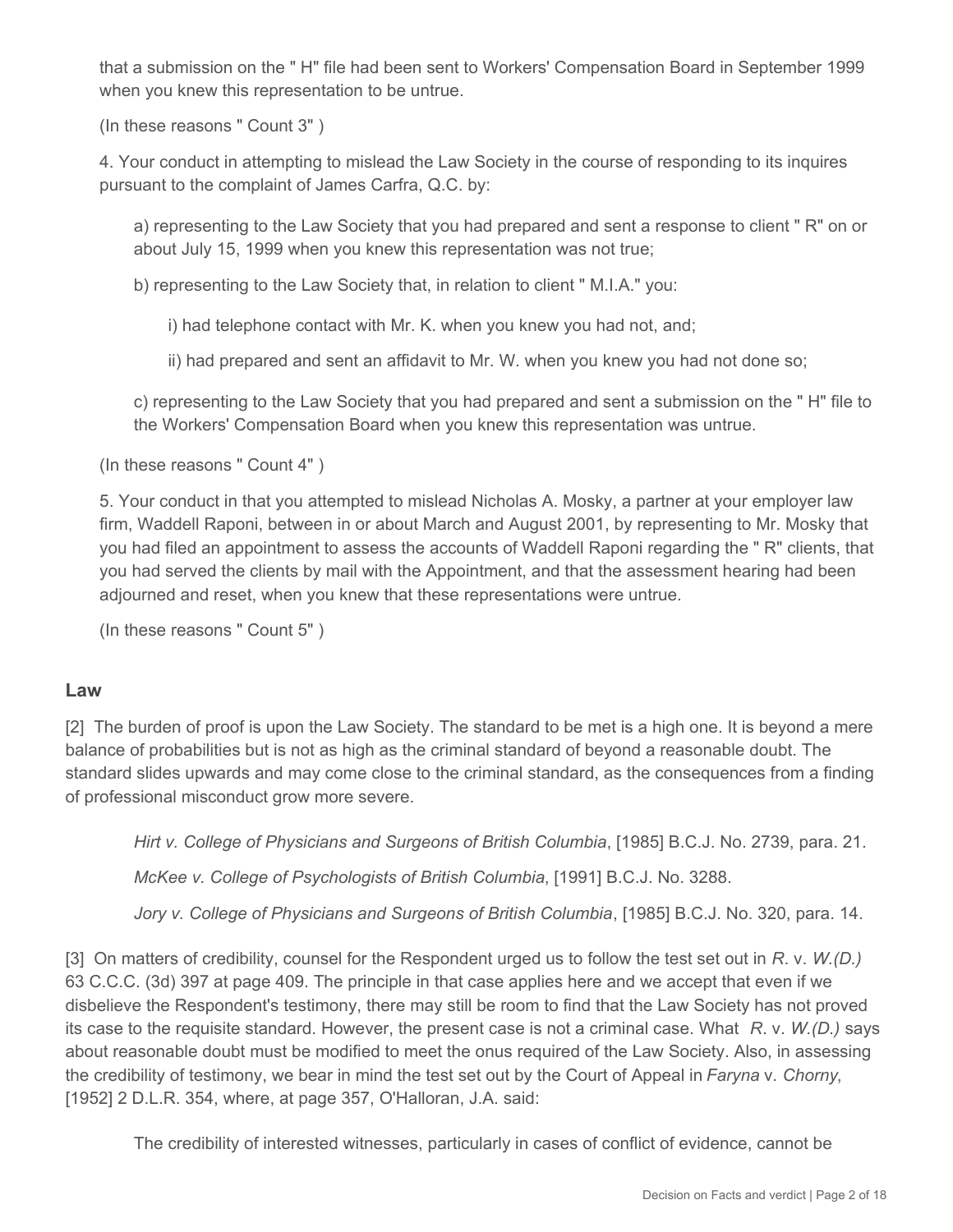that a submission on the " H" file had been sent to Workers' Compensation Board in September 1999 when you knew this representation to be untrue.

(In these reasons " Count 3" )

4. Your conduct in attempting to mislead the Law Society in the course of responding to its inquires pursuant to the complaint of James Carfra, Q.C. by:

> a) representing to the Law Society that you had prepared and sent a response to client " R" on or about July 15, 1999 when you knew this representation was not true;
>
> b) representing to the Law Society that, in relation to client " M.I.A." you:
>
> > i) had telephone contact with Mr. K. when you knew you had not, and;
> >
> > ii) had prepared and sent an affidavit to Mr. W. when you knew you had not done so;
>
> c) representing to the Law Society that you had prepared and sent a submission on the " H" file to the Workers' Compensation Board when you knew this representation was untrue.

(In these reasons " Count 4" )

5. Your conduct in that you attempted to mislead Nicholas A. Mosky, a partner at your employer law firm, Waddell Raponi, between in or about March and August 2001, by representing to Mr. Mosky that you had filed an appointment to assess the accounts of Waddell Raponi regarding the " R" clients, that you had served the clients by mail with the Appointment, and that the assessment hearing had been adjourned and reset, when you knew that these representations were untrue.

(In these reasons " Count 5" )

## Law

[2] The burden of proof is upon the Law Society. The standard to be met is a high one. It is beyond a mere balance of probabilities but is not as high as the criminal standard of beyond a reasonable doubt. The standard slides upwards and may come close to the criminal standard, as the consequences from a finding of professional misconduct grow more severe.

> *Hirt v. College of Physicians and Surgeons of British Columbia*, [1985] B.C.J. No. 2739, para. 21.
>
> *McKee v. College of Psychologists of British Columbia*, [1991] B.C.J. No. 3288.
>
> *Jory v. College of Physicians and Surgeons of British Columbia*, [1985] B.C.J. No. 320, para. 14.

[3] On matters of credibility, counsel for the Respondent urged us to follow the test set out in *R.* v. *W.(D.)* 63 C.C.C. (3d) 397 at page 409. The principle in that case applies here and we accept that even if we disbelieve the Respondent's testimony, there may still be room to find that the Law Society has not proved its case to the requisite standard. However, the present case is not a criminal case. What *R.* v. *W.(D.)* says about reasonable doubt must be modified to meet the onus required of the Law Society. Also, in assessing the credibility of testimony, we bear in mind the test set out by the Court of Appeal in *Faryna* v. *Chorny*, [1952] 2 D.L.R. 354, where, at page 357, O'Halloran, J.A. said:

> The credibility of interested witnesses, particularly in cases of conflict of evidence, cannot be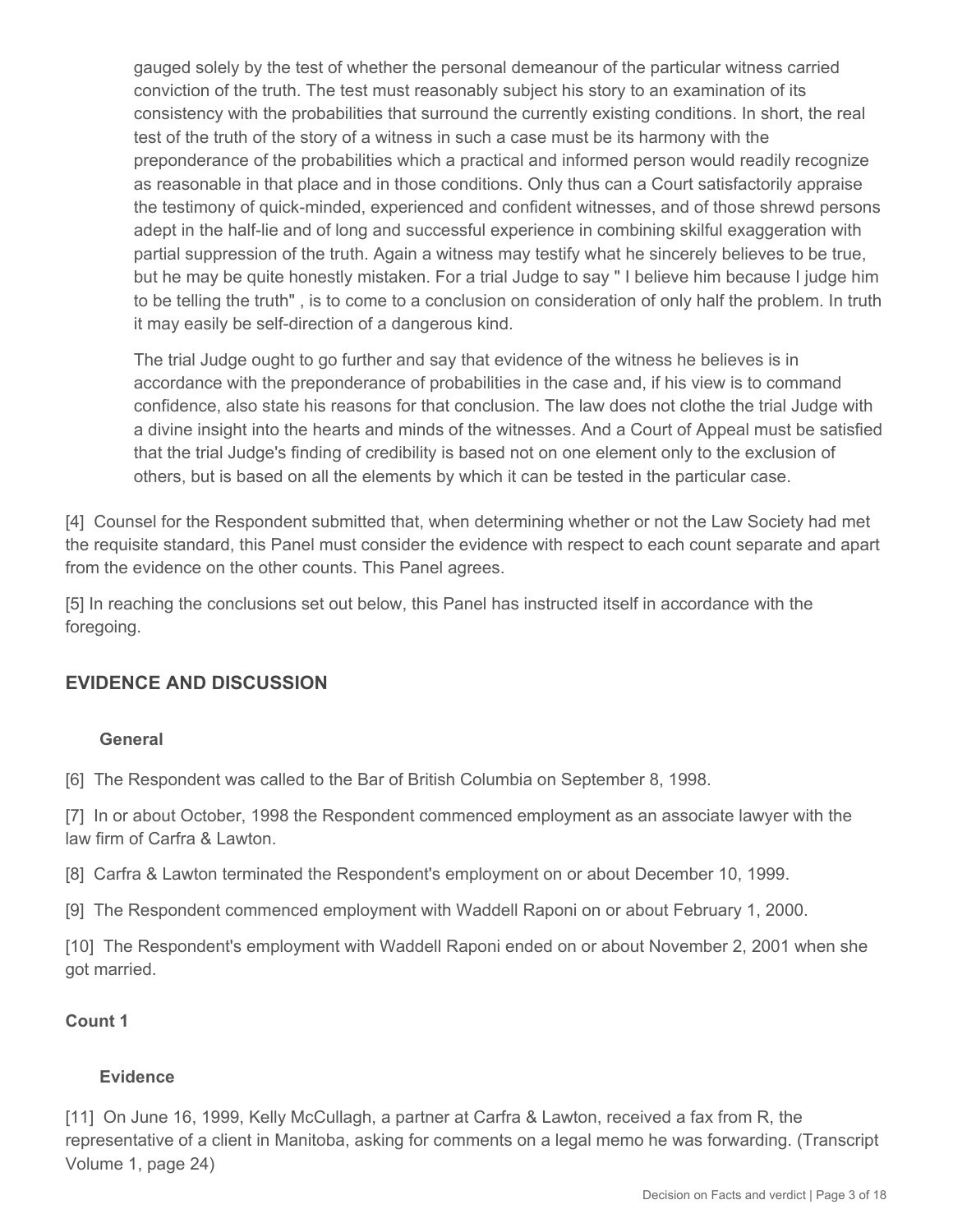> gauged solely by the test of whether the personal demeanour of the particular witness carried conviction of the truth. The test must reasonably subject his story to an examination of its consistency with the probabilities that surround the currently existing conditions. In short, the real test of the truth of the story of a witness in such a case must be its harmony with the preponderance of the probabilities which a practical and informed person would readily recognize as reasonable in that place and in those conditions. Only thus can a Court satisfactorily appraise the testimony of quick-minded, experienced and confident witnesses, and of those shrewd persons adept in the half-lie and of long and successful experience in combining skilful exaggeration with partial suppression of the truth. Again a witness may testify what he sincerely believes to be true, but he may be quite honestly mistaken. For a trial Judge to say " I believe him because I judge him to be telling the truth" , is to come to a conclusion on consideration of only half the problem. In truth it may easily be self-direction of a dangerous kind.
>
> The trial Judge ought to go further and say that evidence of the witness he believes is in accordance with the preponderance of probabilities in the case and, if his view is to command confidence, also state his reasons for that conclusion. The law does not clothe the trial Judge with a divine insight into the hearts and minds of the witnesses. And a Court of Appeal must be satisfied that the trial Judge's finding of credibility is based not on one element only to the exclusion of others, but is based on all the elements by which it can be tested in the particular case.

[4] Counsel for the Respondent submitted that, when determining whether or not the Law Society had met the requisite standard, this Panel must consider the evidence with respect to each count separate and apart from the evidence on the other counts. This Panel agrees.

[5] In reaching the conclusions set out below, this Panel has instructed itself in accordance with the foregoing.

## EVIDENCE AND DISCUSSION

### General

[6] The Respondent was called to the Bar of British Columbia on September 8, 1998.

[7] In or about October, 1998 the Respondent commenced employment as an associate lawyer with the law firm of Carfra & Lawton.

[8] Carfra & Lawton terminated the Respondent's employment on or about December 10, 1999.

[9] The Respondent commenced employment with Waddell Raponi on or about February 1, 2000.

[10] The Respondent's employment with Waddell Raponi ended on or about November 2, 2001 when she got married.

### Count 1

#### Evidence

[11] On June 16, 1999, Kelly McCullagh, a partner at Carfra & Lawton, received a fax from R, the representative of a client in Manitoba, asking for comments on a legal memo he was forwarding. (Transcript Volume 1, page 24)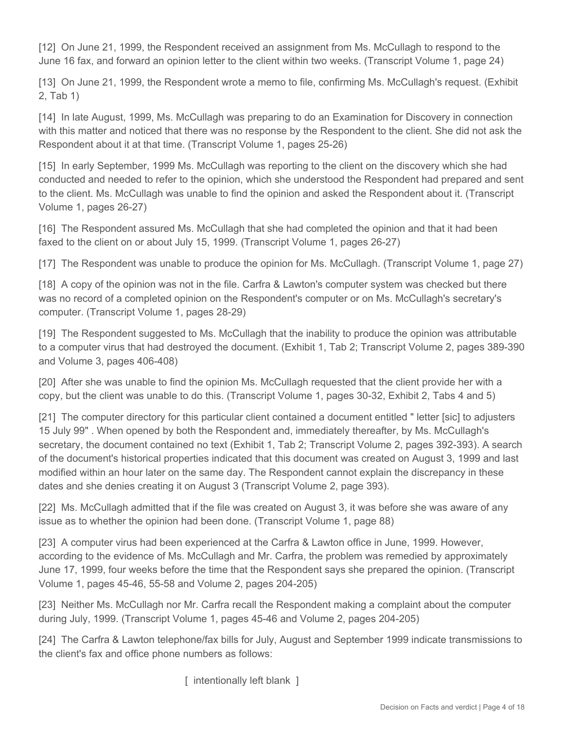[12] On June 21, 1999, the Respondent received an assignment from Ms. McCullagh to respond to the June 16 fax, and forward an opinion letter to the client within two weeks. (Transcript Volume 1, page 24)

[13] On June 21, 1999, the Respondent wrote a memo to file, confirming Ms. McCullagh's request. (Exhibit 2, Tab 1)

[14] In late August, 1999, Ms. McCullagh was preparing to do an Examination for Discovery in connection with this matter and noticed that there was no response by the Respondent to the client. She did not ask the Respondent about it at that time. (Transcript Volume 1, pages 25-26)

[15] In early September, 1999 Ms. McCullagh was reporting to the client on the discovery which she had conducted and needed to refer to the opinion, which she understood the Respondent had prepared and sent to the client. Ms. McCullagh was unable to find the opinion and asked the Respondent about it. (Transcript Volume 1, pages 26-27)

[16] The Respondent assured Ms. McCullagh that she had completed the opinion and that it had been faxed to the client on or about July 15, 1999. (Transcript Volume 1, pages 26-27)

[17] The Respondent was unable to produce the opinion for Ms. McCullagh. (Transcript Volume 1, page 27)

[18] A copy of the opinion was not in the file. Carfra & Lawton's computer system was checked but there was no record of a completed opinion on the Respondent's computer or on Ms. McCullagh's secretary's computer. (Transcript Volume 1, pages 28-29)

[19] The Respondent suggested to Ms. McCullagh that the inability to produce the opinion was attributable to a computer virus that had destroyed the document. (Exhibit 1, Tab 2; Transcript Volume 2, pages 389-390 and Volume 3, pages 406-408)

[20] After she was unable to find the opinion Ms. McCullagh requested that the client provide her with a copy, but the client was unable to do this. (Transcript Volume 1, pages 30-32, Exhibit 2, Tabs 4 and 5)

[21] The computer directory for this particular client contained a document entitled " letter [sic] to adjusters 15 July 99" . When opened by both the Respondent and, immediately thereafter, by Ms. McCullagh's secretary, the document contained no text (Exhibit 1, Tab 2; Transcript Volume 2, pages 392-393). A search of the document's historical properties indicated that this document was created on August 3, 1999 and last modified within an hour later on the same day. The Respondent cannot explain the discrepancy in these dates and she denies creating it on August 3 (Transcript Volume 2, page 393).

[22] Ms. McCullagh admitted that if the file was created on August 3, it was before she was aware of any issue as to whether the opinion had been done. (Transcript Volume 1, page 88)

[23] A computer virus had been experienced at the Carfra & Lawton office in June, 1999. However, according to the evidence of Ms. McCullagh and Mr. Carfra, the problem was remedied by approximately June 17, 1999, four weeks before the time that the Respondent says she prepared the opinion. (Transcript Volume 1, pages 45-46, 55-58 and Volume 2, pages 204-205)

[23] Neither Ms. McCullagh nor Mr. Carfra recall the Respondent making a complaint about the computer during July, 1999. (Transcript Volume 1, pages 45-46 and Volume 2, pages 204-205)

[24] The Carfra & Lawton telephone/fax bills for July, August and September 1999 indicate transmissions to the client's fax and office phone numbers as follows:

[ intentionally left blank ]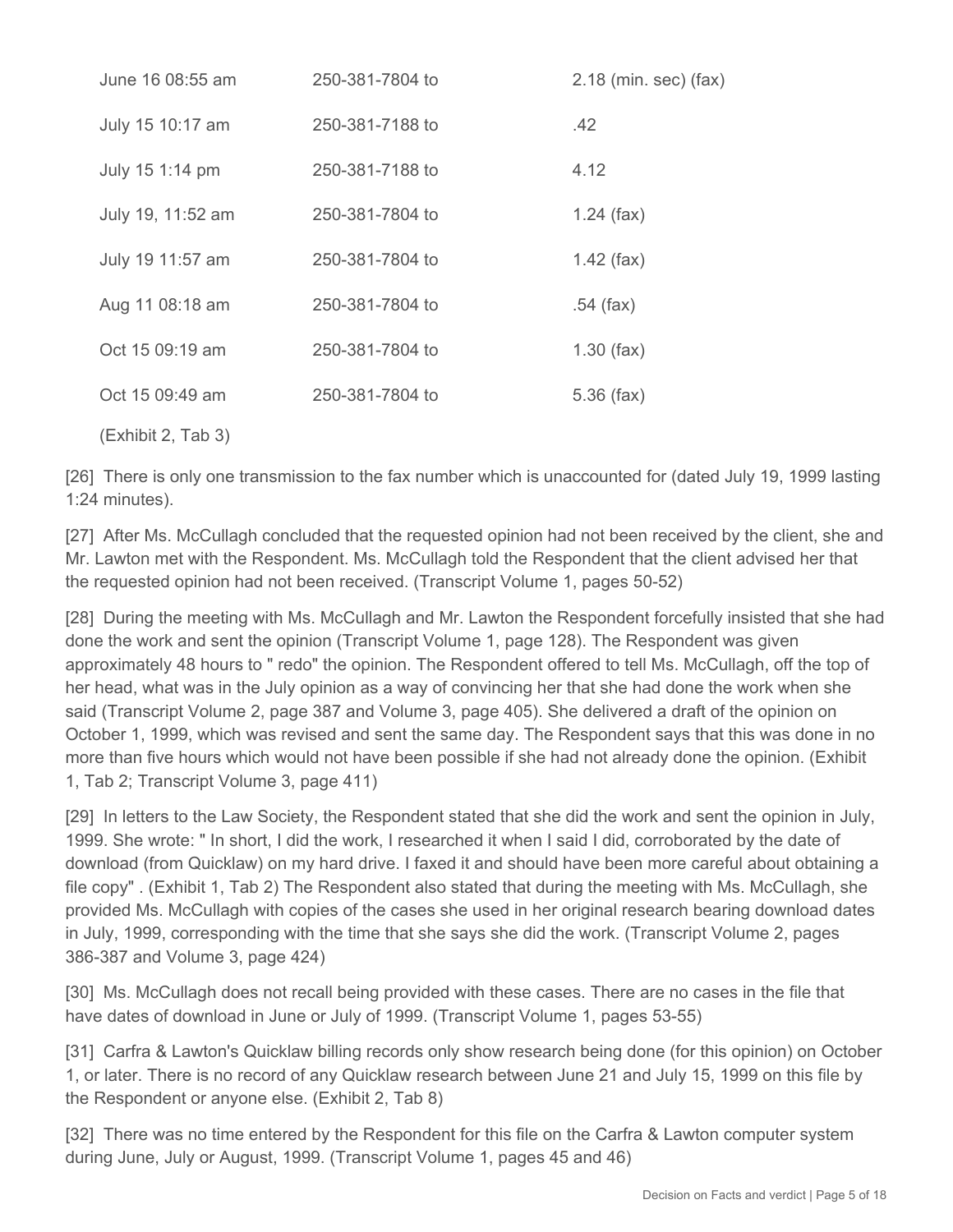| | | |
|---|---|---|
| June 16 08:55 am | 250-381-7804 to | 2.18 (min. sec) (fax) |
| July 15 10:17 am | 250-381-7188 to | .42 |
| July 15 1:14 pm | 250-381-7188 to | 4.12 |
| July 19, 11:52 am | 250-381-7804 to | 1.24 (fax) |
| July 19 11:57 am | 250-381-7804 to | 1.42 (fax) |
| Aug 11 08:18 am | 250-381-7804 to | .54 (fax) |
| Oct 15 09:19 am | 250-381-7804 to | 1.30 (fax) |
| Oct 15 09:49 am | 250-381-7804 to | 5.36 (fax) |

(Exhibit 2, Tab 3)

[26] There is only one transmission to the fax number which is unaccounted for (dated July 19, 1999 lasting 1:24 minutes).

[27] After Ms. McCullagh concluded that the requested opinion had not been received by the client, she and Mr. Lawton met with the Respondent. Ms. McCullagh told the Respondent that the client advised her that the requested opinion had not been received. (Transcript Volume 1, pages 50-52)

[28] During the meeting with Ms. McCullagh and Mr. Lawton the Respondent forcefully insisted that she had done the work and sent the opinion (Transcript Volume 1, page 128). The Respondent was given approximately 48 hours to " redo" the opinion. The Respondent offered to tell Ms. McCullagh, off the top of her head, what was in the July opinion as a way of convincing her that she had done the work when she said (Transcript Volume 2, page 387 and Volume 3, page 405). She delivered a draft of the opinion on October 1, 1999, which was revised and sent the same day. The Respondent says that this was done in no more than five hours which would not have been possible if she had not already done the opinion. (Exhibit 1, Tab 2; Transcript Volume 3, page 411)

[29] In letters to the Law Society, the Respondent stated that she did the work and sent the opinion in July, 1999. She wrote: " In short, I did the work, I researched it when I said I did, corroborated by the date of download (from Quicklaw) on my hard drive. I faxed it and should have been more careful about obtaining a file copy" . (Exhibit 1, Tab 2) The Respondent also stated that during the meeting with Ms. McCullagh, she provided Ms. McCullagh with copies of the cases she used in her original research bearing download dates in July, 1999, corresponding with the time that she says she did the work. (Transcript Volume 2, pages 386-387 and Volume 3, page 424)

[30] Ms. McCullagh does not recall being provided with these cases. There are no cases in the file that have dates of download in June or July of 1999. (Transcript Volume 1, pages 53-55)

[31] Carfra & Lawton's Quicklaw billing records only show research being done (for this opinion) on October 1, or later. There is no record of any Quicklaw research between June 21 and July 15, 1999 on this file by the Respondent or anyone else. (Exhibit 2, Tab 8)

[32] There was no time entered by the Respondent for this file on the Carfra & Lawton computer system during June, July or August, 1999. (Transcript Volume 1, pages 45 and 46)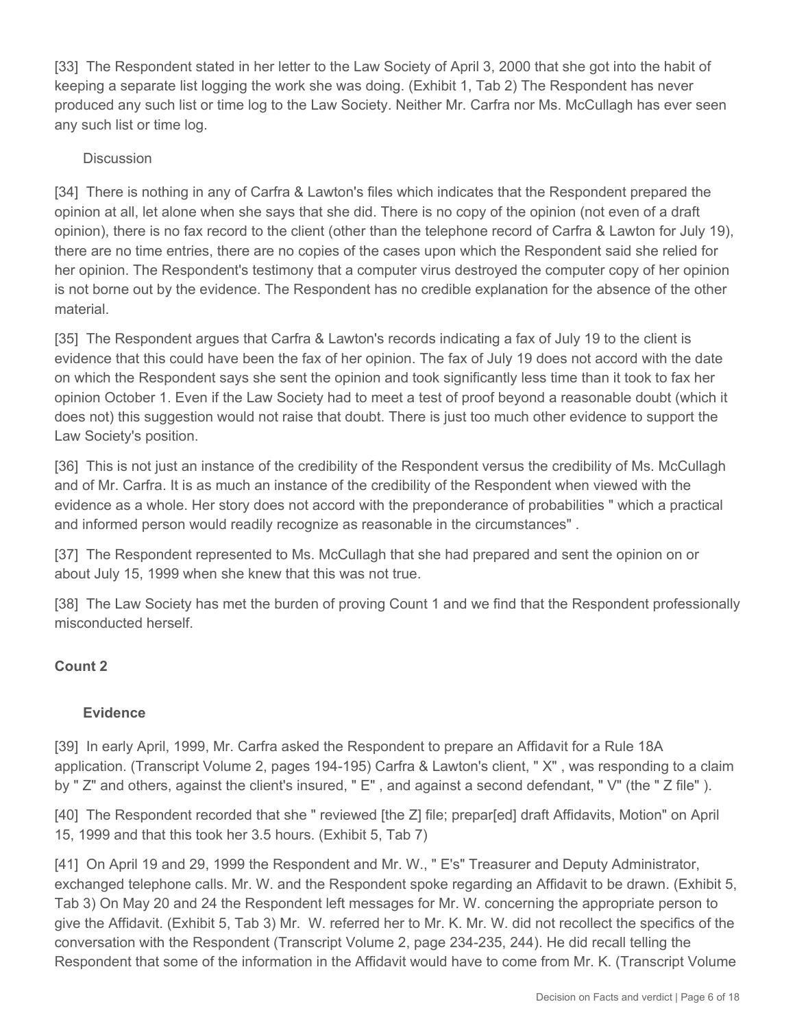[33] The Respondent stated in her letter to the Law Society of April 3, 2000 that she got into the habit of keeping a separate list logging the work she was doing. (Exhibit 1, Tab 2) The Respondent has never produced any such list or time log to the Law Society. Neither Mr. Carfra nor Ms. McCullagh has ever seen any such list or time log.

Discussion

[34] There is nothing in any of Carfra & Lawton's files which indicates that the Respondent prepared the opinion at all, let alone when she says that she did. There is no copy of the opinion (not even of a draft opinion), there is no fax record to the client (other than the telephone record of Carfra & Lawton for July 19), there are no time entries, there are no copies of the cases upon which the Respondent said she relied for her opinion. The Respondent's testimony that a computer virus destroyed the computer copy of her opinion is not borne out by the evidence. The Respondent has no credible explanation for the absence of the other material.

[35] The Respondent argues that Carfra & Lawton's records indicating a fax of July 19 to the client is evidence that this could have been the fax of her opinion. The fax of July 19 does not accord with the date on which the Respondent says she sent the opinion and took significantly less time than it took to fax her opinion October 1. Even if the Law Society had to meet a test of proof beyond a reasonable doubt (which it does not) this suggestion would not raise that doubt. There is just too much other evidence to support the Law Society's position.

[36] This is not just an instance of the credibility of the Respondent versus the credibility of Ms. McCullagh and of Mr. Carfra. It is as much an instance of the credibility of the Respondent when viewed with the evidence as a whole. Her story does not accord with the preponderance of probabilities " which a practical and informed person would readily recognize as reasonable in the circumstances" .

[37] The Respondent represented to Ms. McCullagh that she had prepared and sent the opinion on or about July 15, 1999 when she knew that this was not true.

[38] The Law Society has met the burden of proving Count 1 and we find that the Respondent professionally misconducted herself.

## Count 2

### Evidence

[39] In early April, 1999, Mr. Carfra asked the Respondent to prepare an Affidavit for a Rule 18A application. (Transcript Volume 2, pages 194-195) Carfra & Lawton's client, " X" , was responding to a claim by " Z" and others, against the client's insured, " E" , and against a second defendant, " V" (the " Z file" ).

[40] The Respondent recorded that she " reviewed [the Z] file; prepar[ed] draft Affidavits, Motion" on April 15, 1999 and that this took her 3.5 hours. (Exhibit 5, Tab 7)

[41] On April 19 and 29, 1999 the Respondent and Mr. W., " E's" Treasurer and Deputy Administrator, exchanged telephone calls. Mr. W. and the Respondent spoke regarding an Affidavit to be drawn. (Exhibit 5, Tab 3) On May 20 and 24 the Respondent left messages for Mr. W. concerning the appropriate person to give the Affidavit. (Exhibit 5, Tab 3) Mr. W. referred her to Mr. K. Mr. W. did not recollect the specifics of the conversation with the Respondent (Transcript Volume 2, page 234-235, 244). He did recall telling the Respondent that some of the information in the Affidavit would have to come from Mr. K. (Transcript Volume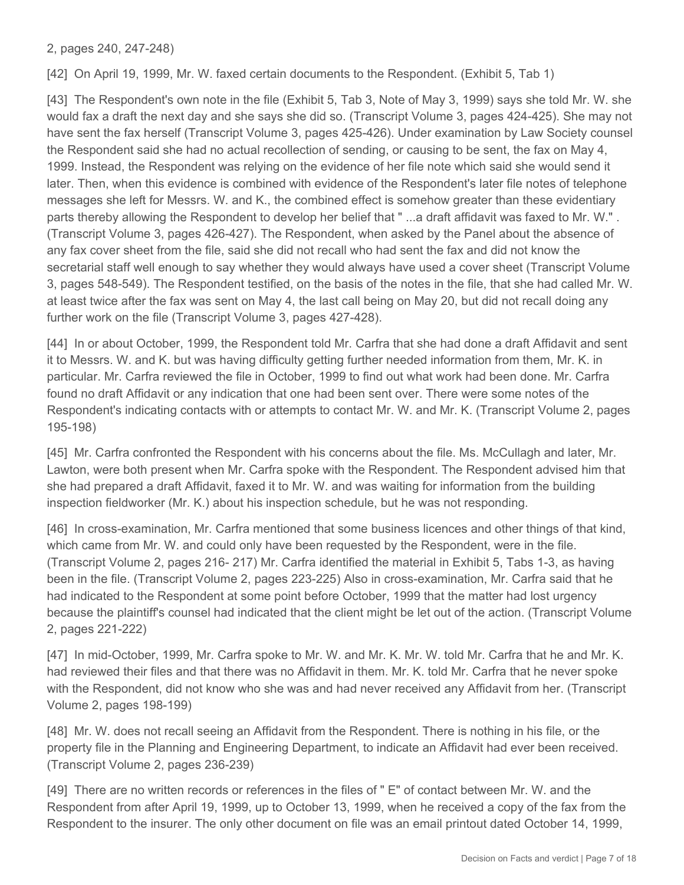2, pages 240, 247-248)

[42] On April 19, 1999, Mr. W. faxed certain documents to the Respondent. (Exhibit 5, Tab 1)

[43] The Respondent's own note in the file (Exhibit 5, Tab 3, Note of May 3, 1999) says she told Mr. W. she would fax a draft the next day and she says she did so. (Transcript Volume 3, pages 424-425). She may not have sent the fax herself (Transcript Volume 3, pages 425-426). Under examination by Law Society counsel the Respondent said she had no actual recollection of sending, or causing to be sent, the fax on May 4, 1999. Instead, the Respondent was relying on the evidence of her file note which said she would send it later. Then, when this evidence is combined with evidence of the Respondent's later file notes of telephone messages she left for Messrs. W. and K., the combined effect is somehow greater than these evidentiary parts thereby allowing the Respondent to develop her belief that " ...a draft affidavit was faxed to Mr. W." . (Transcript Volume 3, pages 426-427). The Respondent, when asked by the Panel about the absence of any fax cover sheet from the file, said she did not recall who had sent the fax and did not know the secretarial staff well enough to say whether they would always have used a cover sheet (Transcript Volume 3, pages 548-549). The Respondent testified, on the basis of the notes in the file, that she had called Mr. W. at least twice after the fax was sent on May 4, the last call being on May 20, but did not recall doing any further work on the file (Transcript Volume 3, pages 427-428).

[44] In or about October, 1999, the Respondent told Mr. Carfra that she had done a draft Affidavit and sent it to Messrs. W. and K. but was having difficulty getting further needed information from them, Mr. K. in particular. Mr. Carfra reviewed the file in October, 1999 to find out what work had been done. Mr. Carfra found no draft Affidavit or any indication that one had been sent over. There were some notes of the Respondent's indicating contacts with or attempts to contact Mr. W. and Mr. K. (Transcript Volume 2, pages 195-198)

[45] Mr. Carfra confronted the Respondent with his concerns about the file. Ms. McCullagh and later, Mr. Lawton, were both present when Mr. Carfra spoke with the Respondent. The Respondent advised him that she had prepared a draft Affidavit, faxed it to Mr. W. and was waiting for information from the building inspection fieldworker (Mr. K.) about his inspection schedule, but he was not responding.

[46] In cross-examination, Mr. Carfra mentioned that some business licences and other things of that kind, which came from Mr. W. and could only have been requested by the Respondent, were in the file. (Transcript Volume 2, pages 216- 217) Mr. Carfra identified the material in Exhibit 5, Tabs 1-3, as having been in the file. (Transcript Volume 2, pages 223-225) Also in cross-examination, Mr. Carfra said that he had indicated to the Respondent at some point before October, 1999 that the matter had lost urgency because the plaintiff's counsel had indicated that the client might be let out of the action. (Transcript Volume 2, pages 221-222)

[47] In mid-October, 1999, Mr. Carfra spoke to Mr. W. and Mr. K. Mr. W. told Mr. Carfra that he and Mr. K. had reviewed their files and that there was no Affidavit in them. Mr. K. told Mr. Carfra that he never spoke with the Respondent, did not know who she was and had never received any Affidavit from her. (Transcript Volume 2, pages 198-199)

[48] Mr. W. does not recall seeing an Affidavit from the Respondent. There is nothing in his file, or the property file in the Planning and Engineering Department, to indicate an Affidavit had ever been received. (Transcript Volume 2, pages 236-239)

[49] There are no written records or references in the files of " E" of contact between Mr. W. and the Respondent from after April 19, 1999, up to October 13, 1999, when he received a copy of the fax from the Respondent to the insurer. The only other document on file was an email printout dated October 14, 1999,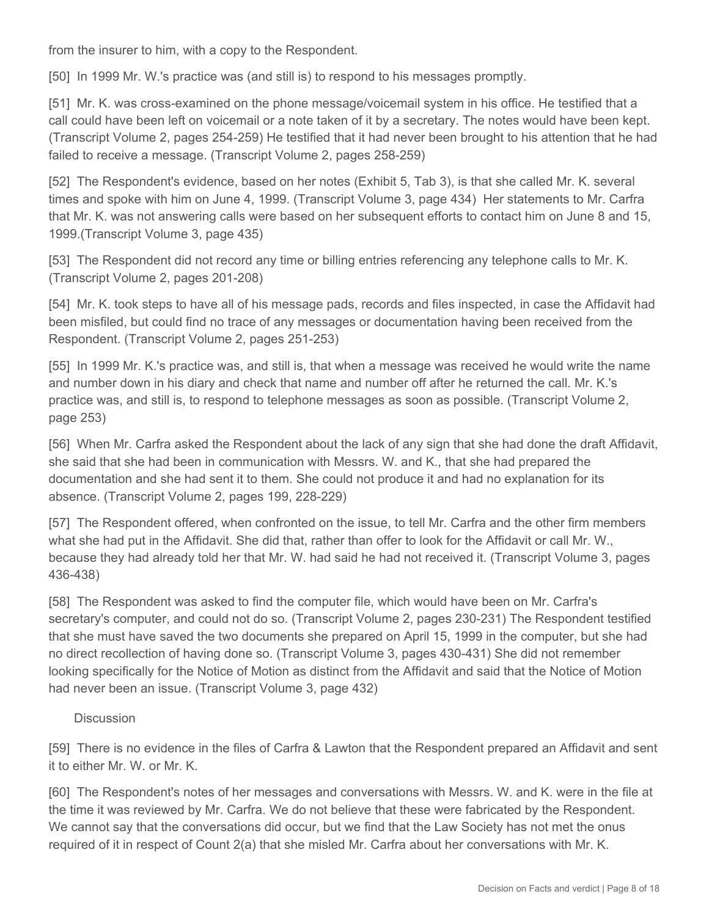from the insurer to him, with a copy to the Respondent.

[50] In 1999 Mr. W.'s practice was (and still is) to respond to his messages promptly.

[51] Mr. K. was cross-examined on the phone message/voicemail system in his office. He testified that a call could have been left on voicemail or a note taken of it by a secretary. The notes would have been kept. (Transcript Volume 2, pages 254-259) He testified that it had never been brought to his attention that he had failed to receive a message. (Transcript Volume 2, pages 258-259)

[52] The Respondent's evidence, based on her notes (Exhibit 5, Tab 3), is that she called Mr. K. several times and spoke with him on June 4, 1999. (Transcript Volume 3, page 434) Her statements to Mr. Carfra that Mr. K. was not answering calls were based on her subsequent efforts to contact him on June 8 and 15, 1999.(Transcript Volume 3, page 435)

[53] The Respondent did not record any time or billing entries referencing any telephone calls to Mr. K. (Transcript Volume 2, pages 201-208)

[54] Mr. K. took steps to have all of his message pads, records and files inspected, in case the Affidavit had been misfiled, but could find no trace of any messages or documentation having been received from the Respondent. (Transcript Volume 2, pages 251-253)

[55] In 1999 Mr. K.'s practice was, and still is, that when a message was received he would write the name and number down in his diary and check that name and number off after he returned the call. Mr. K.'s practice was, and still is, to respond to telephone messages as soon as possible. (Transcript Volume 2, page 253)

[56] When Mr. Carfra asked the Respondent about the lack of any sign that she had done the draft Affidavit, she said that she had been in communication with Messrs. W. and K., that she had prepared the documentation and she had sent it to them. She could not produce it and had no explanation for its absence. (Transcript Volume 2, pages 199, 228-229)

[57] The Respondent offered, when confronted on the issue, to tell Mr. Carfra and the other firm members what she had put in the Affidavit. She did that, rather than offer to look for the Affidavit or call Mr. W., because they had already told her that Mr. W. had said he had not received it. (Transcript Volume 3, pages 436-438)

[58] The Respondent was asked to find the computer file, which would have been on Mr. Carfra's secretary's computer, and could not do so. (Transcript Volume 2, pages 230-231) The Respondent testified that she must have saved the two documents she prepared on April 15, 1999 in the computer, but she had no direct recollection of having done so. (Transcript Volume 3, pages 430-431) She did not remember looking specifically for the Notice of Motion as distinct from the Affidavit and said that the Notice of Motion had never been an issue. (Transcript Volume 3, page 432)

Discussion

[59] There is no evidence in the files of Carfra & Lawton that the Respondent prepared an Affidavit and sent it to either Mr. W. or Mr. K.

[60] The Respondent's notes of her messages and conversations with Messrs. W. and K. were in the file at the time it was reviewed by Mr. Carfra. We do not believe that these were fabricated by the Respondent. We cannot say that the conversations did occur, but we find that the Law Society has not met the onus required of it in respect of Count 2(a) that she misled Mr. Carfra about her conversations with Mr. K.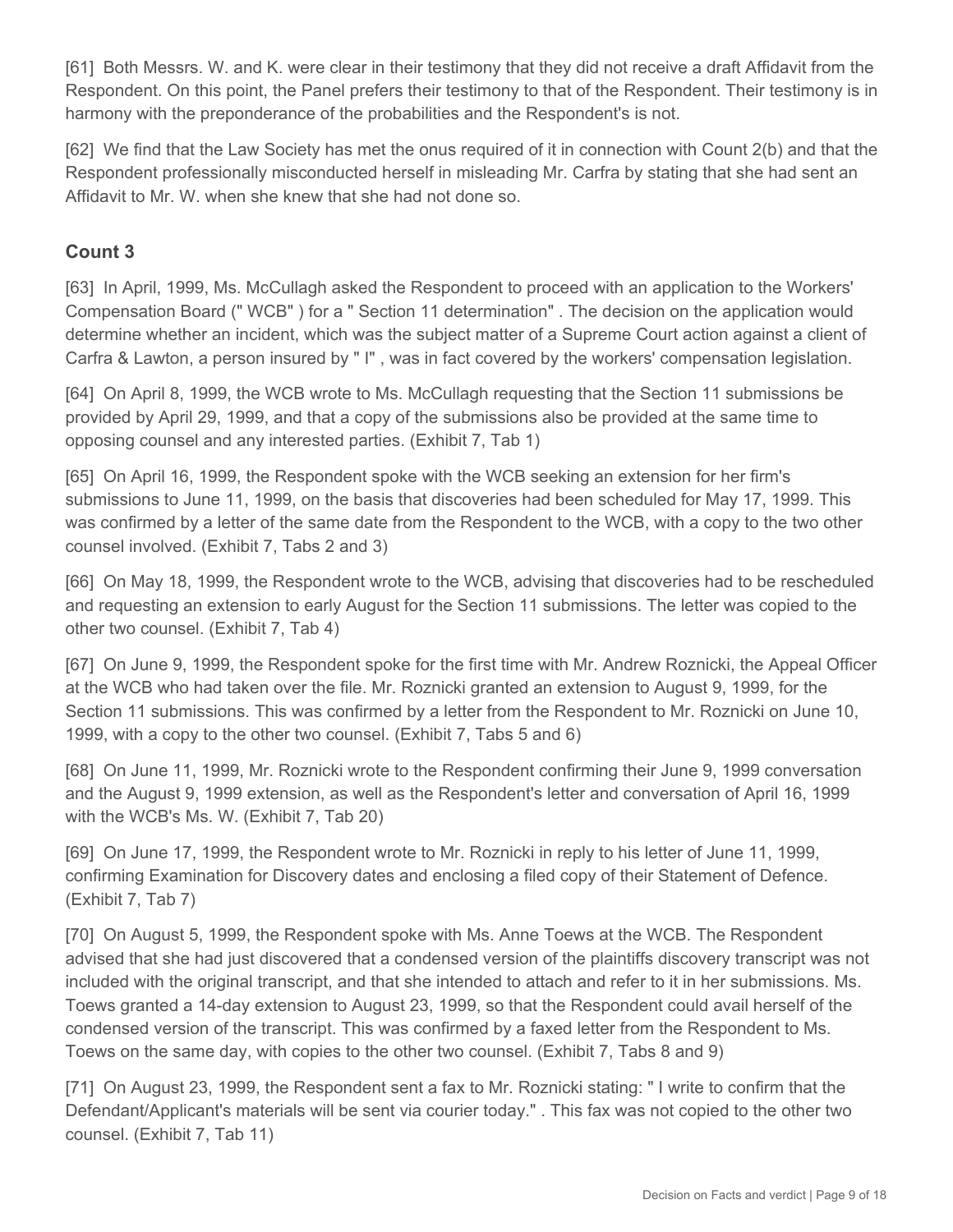[61] Both Messrs. W. and K. were clear in their testimony that they did not receive a draft Affidavit from the Respondent. On this point, the Panel prefers their testimony to that of the Respondent. Their testimony is in harmony with the preponderance of the probabilities and the Respondent's is not.

[62] We find that the Law Society has met the onus required of it in connection with Count 2(b) and that the Respondent professionally misconducted herself in misleading Mr. Carfra by stating that she had sent an Affidavit to Mr. W. when she knew that she had not done so.

## Count 3

[63] In April, 1999, Ms. McCullagh asked the Respondent to proceed with an application to the Workers' Compensation Board (" WCB" ) for a " Section 11 determination" . The decision on the application would determine whether an incident, which was the subject matter of a Supreme Court action against a client of Carfra & Lawton, a person insured by " I" , was in fact covered by the workers' compensation legislation.

[64] On April 8, 1999, the WCB wrote to Ms. McCullagh requesting that the Section 11 submissions be provided by April 29, 1999, and that a copy of the submissions also be provided at the same time to opposing counsel and any interested parties. (Exhibit 7, Tab 1)

[65] On April 16, 1999, the Respondent spoke with the WCB seeking an extension for her firm's submissions to June 11, 1999, on the basis that discoveries had been scheduled for May 17, 1999. This was confirmed by a letter of the same date from the Respondent to the WCB, with a copy to the two other counsel involved. (Exhibit 7, Tabs 2 and 3)

[66] On May 18, 1999, the Respondent wrote to the WCB, advising that discoveries had to be rescheduled and requesting an extension to early August for the Section 11 submissions. The letter was copied to the other two counsel. (Exhibit 7, Tab 4)

[67] On June 9, 1999, the Respondent spoke for the first time with Mr. Andrew Roznicki, the Appeal Officer at the WCB who had taken over the file. Mr. Roznicki granted an extension to August 9, 1999, for the Section 11 submissions. This was confirmed by a letter from the Respondent to Mr. Roznicki on June 10, 1999, with a copy to the other two counsel. (Exhibit 7, Tabs 5 and 6)

[68] On June 11, 1999, Mr. Roznicki wrote to the Respondent confirming their June 9, 1999 conversation and the August 9, 1999 extension, as well as the Respondent's letter and conversation of April 16, 1999 with the WCB's Ms. W. (Exhibit 7, Tab 20)

[69] On June 17, 1999, the Respondent wrote to Mr. Roznicki in reply to his letter of June 11, 1999, confirming Examination for Discovery dates and enclosing a filed copy of their Statement of Defence. (Exhibit 7, Tab 7)

[70] On August 5, 1999, the Respondent spoke with Ms. Anne Toews at the WCB. The Respondent advised that she had just discovered that a condensed version of the plaintiffs discovery transcript was not included with the original transcript, and that she intended to attach and refer to it in her submissions. Ms. Toews granted a 14-day extension to August 23, 1999, so that the Respondent could avail herself of the condensed version of the transcript. This was confirmed by a faxed letter from the Respondent to Ms. Toews on the same day, with copies to the other two counsel. (Exhibit 7, Tabs 8 and 9)

[71] On August 23, 1999, the Respondent sent a fax to Mr. Roznicki stating: " I write to confirm that the Defendant/Applicant's materials will be sent via courier today." . This fax was not copied to the other two counsel. (Exhibit 7, Tab 11)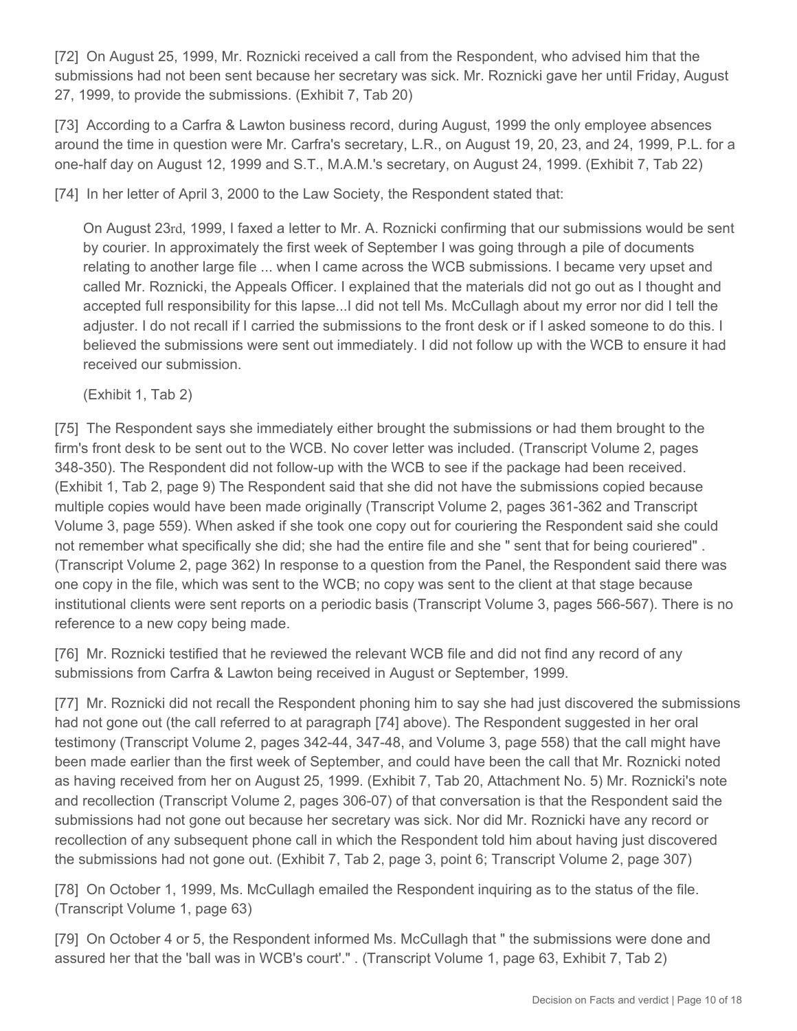[72] On August 25, 1999, Mr. Roznicki received a call from the Respondent, who advised him that the submissions had not been sent because her secretary was sick. Mr. Roznicki gave her until Friday, August 27, 1999, to provide the submissions. (Exhibit 7, Tab 20)

[73] According to a Carfra & Lawton business record, during August, 1999 the only employee absences around the time in question were Mr. Carfra's secretary, L.R., on August 19, 20, 23, and 24, 1999, P.L. for a one-half day on August 12, 1999 and S.T., M.A.M.'s secretary, on August 24, 1999. (Exhibit 7, Tab 22)

[74] In her letter of April 3, 2000 to the Law Society, the Respondent stated that:

> On August 23rd, 1999, I faxed a letter to Mr. A. Roznicki confirming that our submissions would be sent by courier. In approximately the first week of September I was going through a pile of documents relating to another large file ... when I came across the WCB submissions. I became very upset and called Mr. Roznicki, the Appeals Officer. I explained that the materials did not go out as I thought and accepted full responsibility for this lapse...I did not tell Ms. McCullagh about my error nor did I tell the adjuster. I do not recall if I carried the submissions to the front desk or if I asked someone to do this. I believed the submissions were sent out immediately. I did not follow up with the WCB to ensure it had received our submission.
>
> (Exhibit 1, Tab 2)

[75] The Respondent says she immediately either brought the submissions or had them brought to the firm's front desk to be sent out to the WCB. No cover letter was included. (Transcript Volume 2, pages 348-350). The Respondent did not follow-up with the WCB to see if the package had been received. (Exhibit 1, Tab 2, page 9) The Respondent said that she did not have the submissions copied because multiple copies would have been made originally (Transcript Volume 2, pages 361-362 and Transcript Volume 3, page 559). When asked if she took one copy out for couriering the Respondent said she could not remember what specifically she did; she had the entire file and she " sent that for being couriered" . (Transcript Volume 2, page 362) In response to a question from the Panel, the Respondent said there was one copy in the file, which was sent to the WCB; no copy was sent to the client at that stage because institutional clients were sent reports on a periodic basis (Transcript Volume 3, pages 566-567). There is no reference to a new copy being made.

[76] Mr. Roznicki testified that he reviewed the relevant WCB file and did not find any record of any submissions from Carfra & Lawton being received in August or September, 1999.

[77] Mr. Roznicki did not recall the Respondent phoning him to say she had just discovered the submissions had not gone out (the call referred to at paragraph [74] above). The Respondent suggested in her oral testimony (Transcript Volume 2, pages 342-44, 347-48, and Volume 3, page 558) that the call might have been made earlier than the first week of September, and could have been the call that Mr. Roznicki noted as having received from her on August 25, 1999. (Exhibit 7, Tab 20, Attachment No. 5) Mr. Roznicki's note and recollection (Transcript Volume 2, pages 306-07) of that conversation is that the Respondent said the submissions had not gone out because her secretary was sick. Nor did Mr. Roznicki have any record or recollection of any subsequent phone call in which the Respondent told him about having just discovered the submissions had not gone out. (Exhibit 7, Tab 2, page 3, point 6; Transcript Volume 2, page 307)

[78] On October 1, 1999, Ms. McCullagh emailed the Respondent inquiring as to the status of the file. (Transcript Volume 1, page 63)

[79] On October 4 or 5, the Respondent informed Ms. McCullagh that " the submissions were done and assured her that the 'ball was in WCB's court'." . (Transcript Volume 1, page 63, Exhibit 7, Tab 2)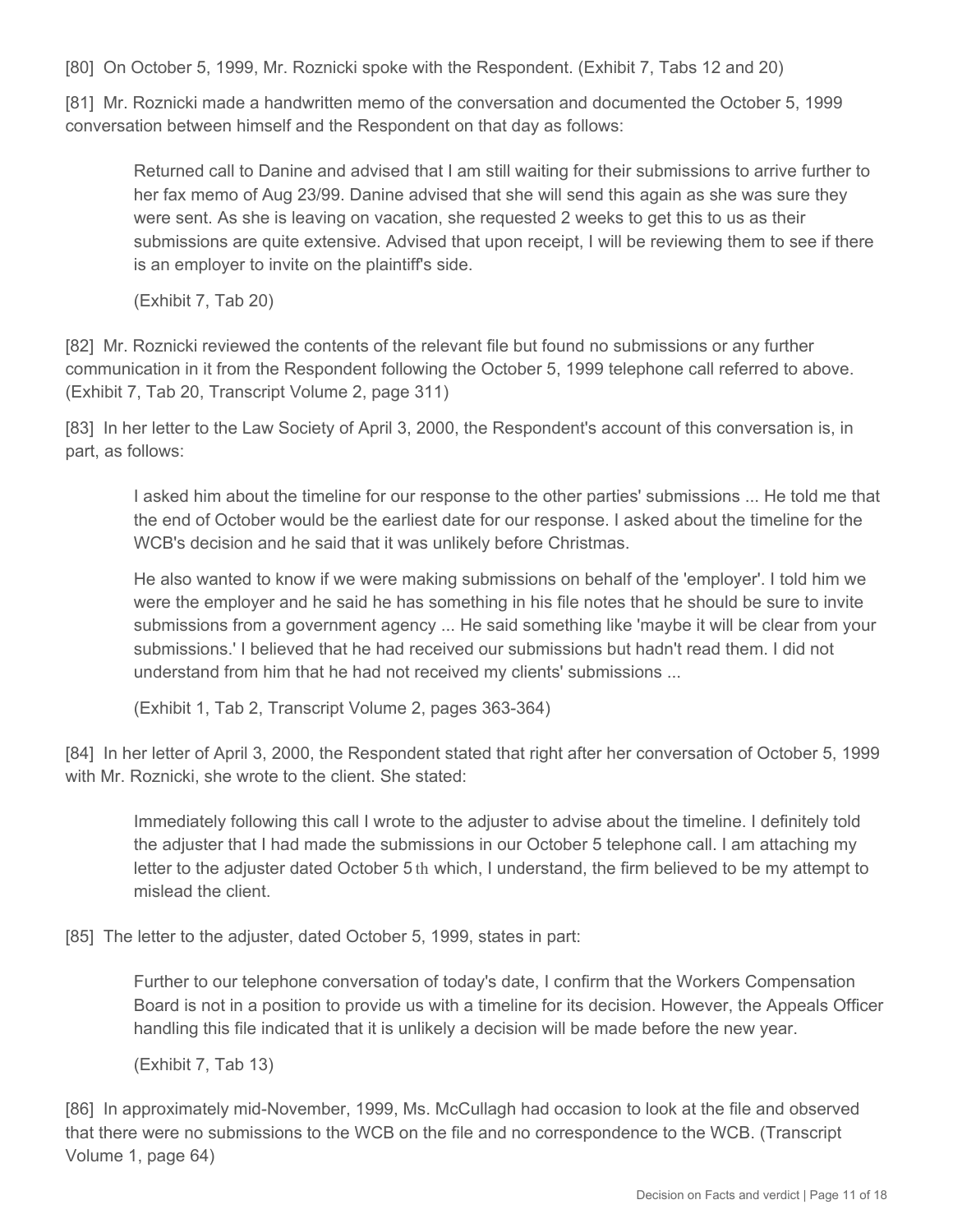[80] On October 5, 1999, Mr. Roznicki spoke with the Respondent. (Exhibit 7, Tabs 12 and 20)

[81] Mr. Roznicki made a handwritten memo of the conversation and documented the October 5, 1999 conversation between himself and the Respondent on that day as follows:

> Returned call to Danine and advised that I am still waiting for their submissions to arrive further to her fax memo of Aug 23/99. Danine advised that she will send this again as she was sure they were sent. As she is leaving on vacation, she requested 2 weeks to get this to us as their submissions are quite extensive. Advised that upon receipt, I will be reviewing them to see if there is an employer to invite on the plaintiff's side.
>
> (Exhibit 7, Tab 20)

[82] Mr. Roznicki reviewed the contents of the relevant file but found no submissions or any further communication in it from the Respondent following the October 5, 1999 telephone call referred to above. (Exhibit 7, Tab 20, Transcript Volume 2, page 311)

[83] In her letter to the Law Society of April 3, 2000, the Respondent's account of this conversation is, in part, as follows:

> I asked him about the timeline for our response to the other parties' submissions ... He told me that the end of October would be the earliest date for our response. I asked about the timeline for the WCB's decision and he said that it was unlikely before Christmas.
>
> He also wanted to know if we were making submissions on behalf of the 'employer'. I told him we were the employer and he said he has something in his file notes that he should be sure to invite submissions from a government agency ... He said something like 'maybe it will be clear from your submissions.' I believed that he had received our submissions but hadn't read them. I did not understand from him that he had not received my clients' submissions ...
>
> (Exhibit 1, Tab 2, Transcript Volume 2, pages 363-364)

[84] In her letter of April 3, 2000, the Respondent stated that right after her conversation of October 5, 1999 with Mr. Roznicki, she wrote to the client. She stated:

> Immediately following this call I wrote to the adjuster to advise about the timeline. I definitely told the adjuster that I had made the submissions in our October 5 telephone call. I am attaching my letter to the adjuster dated October 5th which, I understand, the firm believed to be my attempt to mislead the client.

[85] The letter to the adjuster, dated October 5, 1999, states in part:

> Further to our telephone conversation of today's date, I confirm that the Workers Compensation Board is not in a position to provide us with a timeline for its decision. However, the Appeals Officer handling this file indicated that it is unlikely a decision will be made before the new year.
>
> (Exhibit 7, Tab 13)

[86] In approximately mid-November, 1999, Ms. McCullagh had occasion to look at the file and observed that there were no submissions to the WCB on the file and no correspondence to the WCB. (Transcript Volume 1, page 64)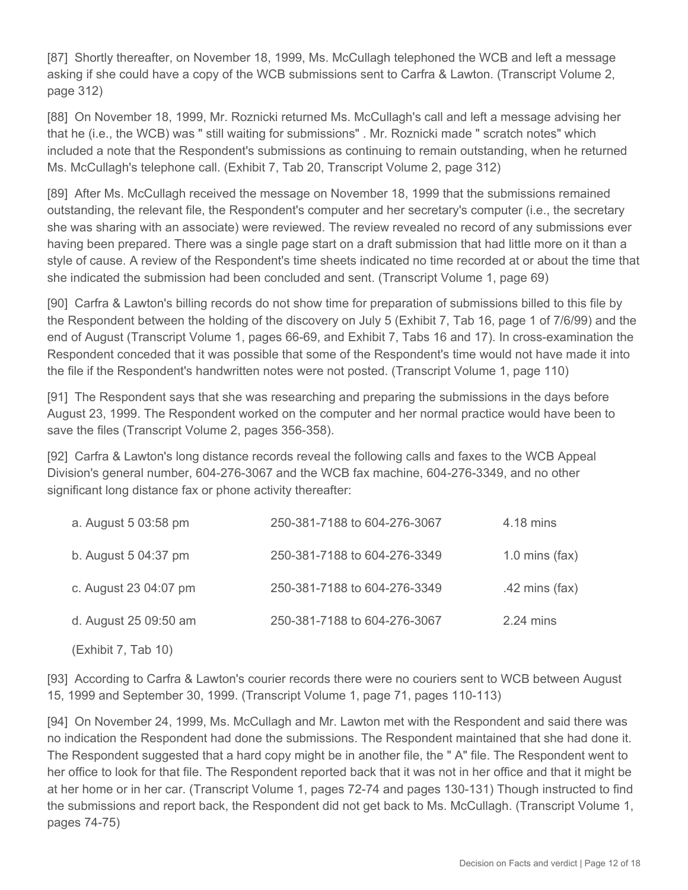[87] Shortly thereafter, on November 18, 1999, Ms. McCullagh telephoned the WCB and left a message asking if she could have a copy of the WCB submissions sent to Carfra & Lawton. (Transcript Volume 2, page 312)

[88] On November 18, 1999, Mr. Roznicki returned Ms. McCullagh's call and left a message advising her that he (i.e., the WCB) was " still waiting for submissions" . Mr. Roznicki made " scratch notes" which included a note that the Respondent's submissions as continuing to remain outstanding, when he returned Ms. McCullagh's telephone call. (Exhibit 7, Tab 20, Transcript Volume 2, page 312)

[89] After Ms. McCullagh received the message on November 18, 1999 that the submissions remained outstanding, the relevant file, the Respondent's computer and her secretary's computer (i.e., the secretary she was sharing with an associate) were reviewed. The review revealed no record of any submissions ever having been prepared. There was a single page start on a draft submission that had little more on it than a style of cause. A review of the Respondent's time sheets indicated no time recorded at or about the time that she indicated the submission had been concluded and sent. (Transcript Volume 1, page 69)

[90] Carfra & Lawton's billing records do not show time for preparation of submissions billed to this file by the Respondent between the holding of the discovery on July 5 (Exhibit 7, Tab 16, page 1 of 7/6/99) and the end of August (Transcript Volume 1, pages 66-69, and Exhibit 7, Tabs 16 and 17). In cross-examination the Respondent conceded that it was possible that some of the Respondent's time would not have made it into the file if the Respondent's handwritten notes were not posted. (Transcript Volume 1, page 110)

[91] The Respondent says that she was researching and preparing the submissions in the days before August 23, 1999. The Respondent worked on the computer and her normal practice would have been to save the files (Transcript Volume 2, pages 356-358).

[92] Carfra & Lawton's long distance records reveal the following calls and faxes to the WCB Appeal Division's general number, 604-276-3067 and the WCB fax machine, 604-276-3349, and no other significant long distance fax or phone activity thereafter:

| | | |
|---|---|---|
| a. August 5 03:58 pm | 250-381-7188 to 604-276-3067 | 4.18 mins |
| b. August 5 04:37 pm | 250-381-7188 to 604-276-3349 | 1.0 mins (fax) |
| c. August 23 04:07 pm | 250-381-7188 to 604-276-3349 | .42 mins (fax) |
| d. August 25 09:50 am | 250-381-7188 to 604-276-3067 | 2.24 mins |

(Exhibit 7, Tab 10)

[93] According to Carfra & Lawton's courier records there were no couriers sent to WCB between August 15, 1999 and September 30, 1999. (Transcript Volume 1, page 71, pages 110-113)

[94] On November 24, 1999, Ms. McCullagh and Mr. Lawton met with the Respondent and said there was no indication the Respondent had done the submissions. The Respondent maintained that she had done it. The Respondent suggested that a hard copy might be in another file, the " A" file. The Respondent went to her office to look for that file. The Respondent reported back that it was not in her office and that it might be at her home or in her car. (Transcript Volume 1, pages 72-74 and pages 130-131) Though instructed to find the submissions and report back, the Respondent did not get back to Ms. McCullagh. (Transcript Volume 1, pages 74-75)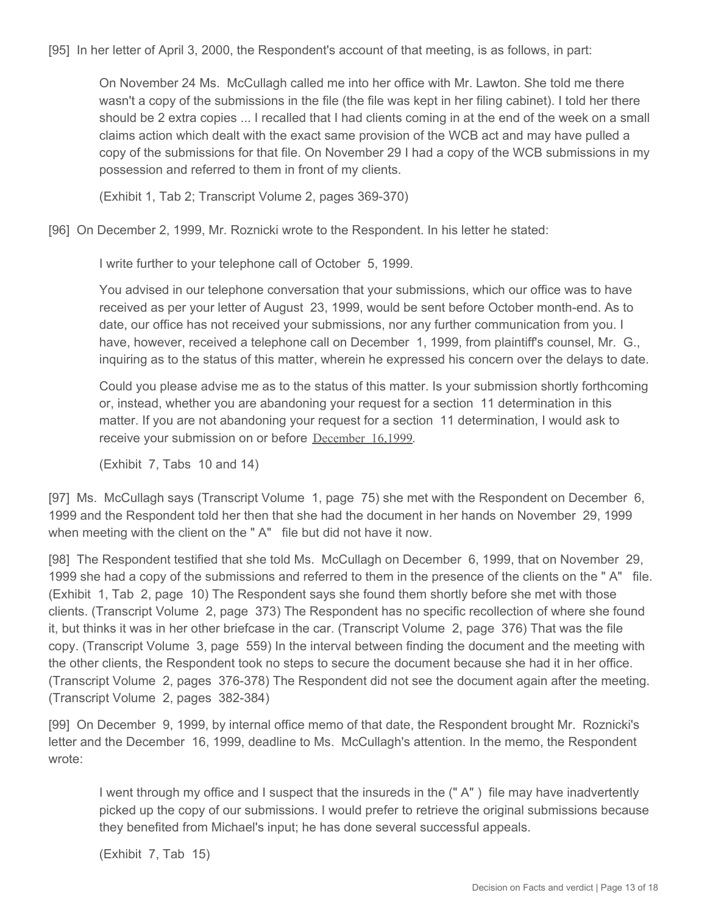[95] In her letter of April 3, 2000, the Respondent's account of that meeting, is as follows, in part:

> On November 24 Ms. McCullagh called me into her office with Mr. Lawton. She told me there wasn't a copy of the submissions in the file (the file was kept in her filing cabinet). I told her there should be 2 extra copies ... I recalled that I had clients coming in at the end of the week on a small claims action which dealt with the exact same provision of the WCB act and may have pulled a copy of the submissions for that file. On November 29 I had a copy of the WCB submissions in my possession and referred to them in front of my clients.
>
> (Exhibit 1, Tab 2; Transcript Volume 2, pages 369-370)

[96] On December 2, 1999, Mr. Roznicki wrote to the Respondent. In his letter he stated:

> I write further to your telephone call of October 5, 1999.
>
> You advised in our telephone conversation that your submissions, which our office was to have received as per your letter of August 23, 1999, would be sent before October month-end. As to date, our office has not received your submissions, nor any further communication from you. I have, however, received a telephone call on December 1, 1999, from plaintiff's counsel, Mr. G., inquiring as to the status of this matter, wherein he expressed his concern over the delays to date.
>
> Could you please advise me as to the status of this matter. Is your submission shortly forthcoming or, instead, whether you are abandoning your request for a section 11 determination in this matter. If you are not abandoning your request for a section 11 determination, I would ask to receive your submission on or before December 16,1999.
>
> (Exhibit 7, Tabs 10 and 14)

[97] Ms. McCullagh says (Transcript Volume 1, page 75) she met with the Respondent on December 6, 1999 and the Respondent told her then that she had the document in her hands on November 29, 1999 when meeting with the client on the " A" file but did not have it now.

[98] The Respondent testified that she told Ms. McCullagh on December 6, 1999, that on November 29, 1999 she had a copy of the submissions and referred to them in the presence of the clients on the " A" file. (Exhibit 1, Tab 2, page 10) The Respondent says she found them shortly before she met with those clients. (Transcript Volume 2, page 373) The Respondent has no specific recollection of where she found it, but thinks it was in her other briefcase in the car. (Transcript Volume 2, page 376) That was the file copy. (Transcript Volume 3, page 559) In the interval between finding the document and the meeting with the other clients, the Respondent took no steps to secure the document because she had it in her office. (Transcript Volume 2, pages 376-378) The Respondent did not see the document again after the meeting. (Transcript Volume 2, pages 382-384)

[99] On December 9, 1999, by internal office memo of that date, the Respondent brought Mr. Roznicki's letter and the December 16, 1999, deadline to Ms. McCullagh's attention. In the memo, the Respondent wrote:

> I went through my office and I suspect that the insureds in the (" A" ) file may have inadvertently picked up the copy of our submissions. I would prefer to retrieve the original submissions because they benefited from Michael's input; he has done several successful appeals.
>
> (Exhibit 7, Tab 15)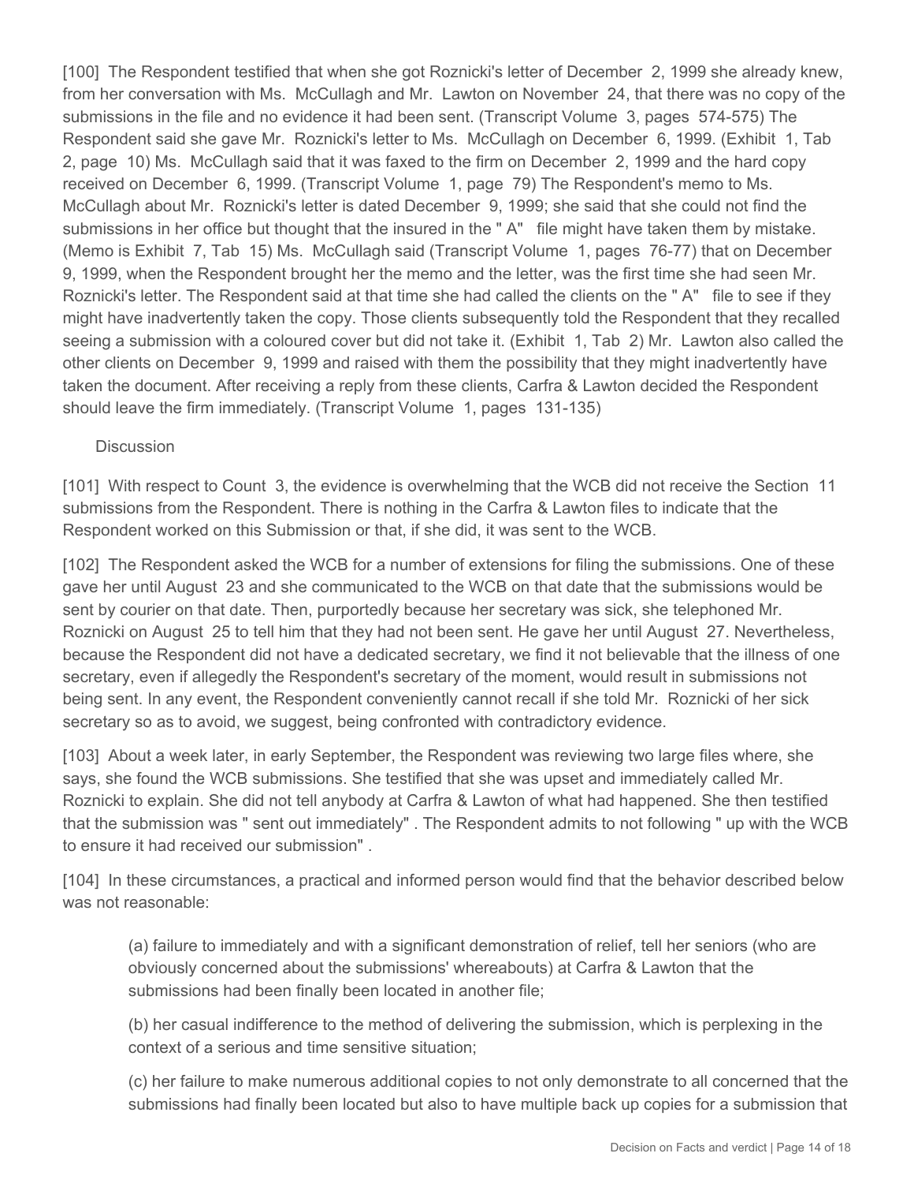[100] The Respondent testified that when she got Roznicki's letter of December 2, 1999 she already knew, from her conversation with Ms. McCullagh and Mr. Lawton on November 24, that there was no copy of the submissions in the file and no evidence it had been sent. (Transcript Volume 3, pages 574-575) The Respondent said she gave Mr. Roznicki's letter to Ms. McCullagh on December 6, 1999. (Exhibit 1, Tab 2, page 10) Ms. McCullagh said that it was faxed to the firm on December 2, 1999 and the hard copy received on December 6, 1999. (Transcript Volume 1, page 79) The Respondent's memo to Ms. McCullagh about Mr. Roznicki's letter is dated December 9, 1999; she said that she could not find the submissions in her office but thought that the insured in the " A" file might have taken them by mistake. (Memo is Exhibit 7, Tab 15) Ms. McCullagh said (Transcript Volume 1, pages 76-77) that on December 9, 1999, when the Respondent brought her the memo and the letter, was the first time she had seen Mr. Roznicki's letter. The Respondent said at that time she had called the clients on the " A" file to see if they might have inadvertently taken the copy. Those clients subsequently told the Respondent that they recalled seeing a submission with a coloured cover but did not take it. (Exhibit 1, Tab 2) Mr. Lawton also called the other clients on December 9, 1999 and raised with them the possibility that they might inadvertently have taken the document. After receiving a reply from these clients, Carfra & Lawton decided the Respondent should leave the firm immediately. (Transcript Volume 1, pages 131-135)

Discussion

[101] With respect to Count 3, the evidence is overwhelming that the WCB did not receive the Section 11 submissions from the Respondent. There is nothing in the Carfra & Lawton files to indicate that the Respondent worked on this Submission or that, if she did, it was sent to the WCB.

[102] The Respondent asked the WCB for a number of extensions for filing the submissions. One of these gave her until August 23 and she communicated to the WCB on that date that the submissions would be sent by courier on that date. Then, purportedly because her secretary was sick, she telephoned Mr. Roznicki on August 25 to tell him that they had not been sent. He gave her until August 27. Nevertheless, because the Respondent did not have a dedicated secretary, we find it not believable that the illness of one secretary, even if allegedly the Respondent's secretary of the moment, would result in submissions not being sent. In any event, the Respondent conveniently cannot recall if she told Mr. Roznicki of her sick secretary so as to avoid, we suggest, being confronted with contradictory evidence.

[103] About a week later, in early September, the Respondent was reviewing two large files where, she says, she found the WCB submissions. She testified that she was upset and immediately called Mr. Roznicki to explain. She did not tell anybody at Carfra & Lawton of what had happened. She then testified that the submission was " sent out immediately" . The Respondent admits to not following " up with the WCB to ensure it had received our submission" .

[104] In these circumstances, a practical and informed person would find that the behavior described below was not reasonable:

> (a) failure to immediately and with a significant demonstration of relief, tell her seniors (who are obviously concerned about the submissions' whereabouts) at Carfra & Lawton that the submissions had been finally been located in another file;
>
> (b) her casual indifference to the method of delivering the submission, which is perplexing in the context of a serious and time sensitive situation;
>
> (c) her failure to make numerous additional copies to not only demonstrate to all concerned that the submissions had finally been located but also to have multiple back up copies for a submission that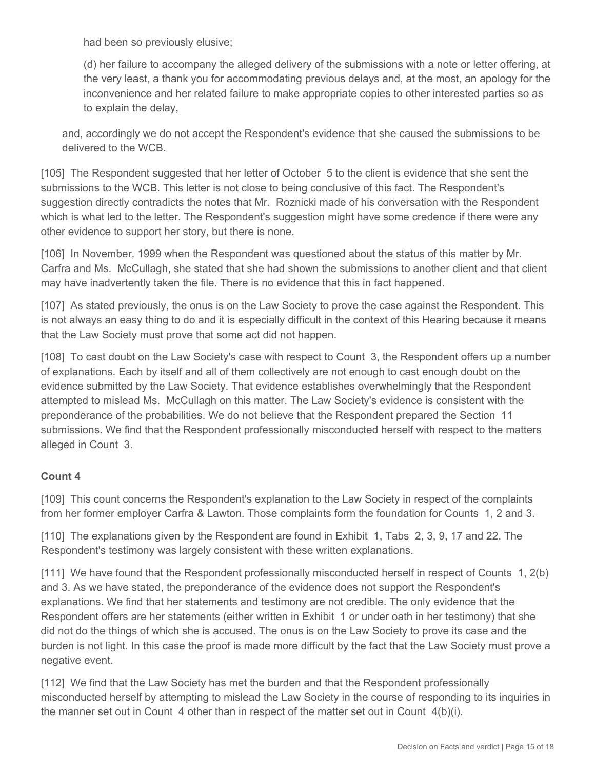had been so previously elusive;

(d) her failure to accompany the alleged delivery of the submissions with a note or letter offering, at the very least, a thank you for accommodating previous delays and, at the most, an apology for the inconvenience and her related failure to make appropriate copies to other interested parties so as to explain the delay,

and, accordingly we do not accept the Respondent's evidence that she caused the submissions to be delivered to the WCB.

[105] The Respondent suggested that her letter of October 5 to the client is evidence that she sent the submissions to the WCB. This letter is not close to being conclusive of this fact. The Respondent's suggestion directly contradicts the notes that Mr. Roznicki made of his conversation with the Respondent which is what led to the letter. The Respondent's suggestion might have some credence if there were any other evidence to support her story, but there is none.

[106] In November, 1999 when the Respondent was questioned about the status of this matter by Mr. Carfra and Ms. McCullagh, she stated that she had shown the submissions to another client and that client may have inadvertently taken the file. There is no evidence that this in fact happened.

[107] As stated previously, the onus is on the Law Society to prove the case against the Respondent. This is not always an easy thing to do and it is especially difficult in the context of this Hearing because it means that the Law Society must prove that some act did not happen.

[108] To cast doubt on the Law Society's case with respect to Count 3, the Respondent offers up a number of explanations. Each by itself and all of them collectively are not enough to cast enough doubt on the evidence submitted by the Law Society. That evidence establishes overwhelmingly that the Respondent attempted to mislead Ms. McCullagh on this matter. The Law Society's evidence is consistent with the preponderance of the probabilities. We do not believe that the Respondent prepared the Section 11 submissions. We find that the Respondent professionally misconducted herself with respect to the matters alleged in Count 3.

**Count 4**

[109] This count concerns the Respondent's explanation to the Law Society in respect of the complaints from her former employer Carfra & Lawton. Those complaints form the foundation for Counts 1, 2 and 3.

[110] The explanations given by the Respondent are found in Exhibit 1, Tabs 2, 3, 9, 17 and 22. The Respondent's testimony was largely consistent with these written explanations.

[111] We have found that the Respondent professionally misconducted herself in respect of Counts 1, 2(b) and 3. As we have stated, the preponderance of the evidence does not support the Respondent's explanations. We find that her statements and testimony are not credible. The only evidence that the Respondent offers are her statements (either written in Exhibit 1 or under oath in her testimony) that she did not do the things of which she is accused. The onus is on the Law Society to prove its case and the burden is not light. In this case the proof is made more difficult by the fact that the Law Society must prove a negative event.

[112] We find that the Law Society has met the burden and that the Respondent professionally misconducted herself by attempting to mislead the Law Society in the course of responding to its inquiries in the manner set out in Count 4 other than in respect of the matter set out in Count 4(b)(i).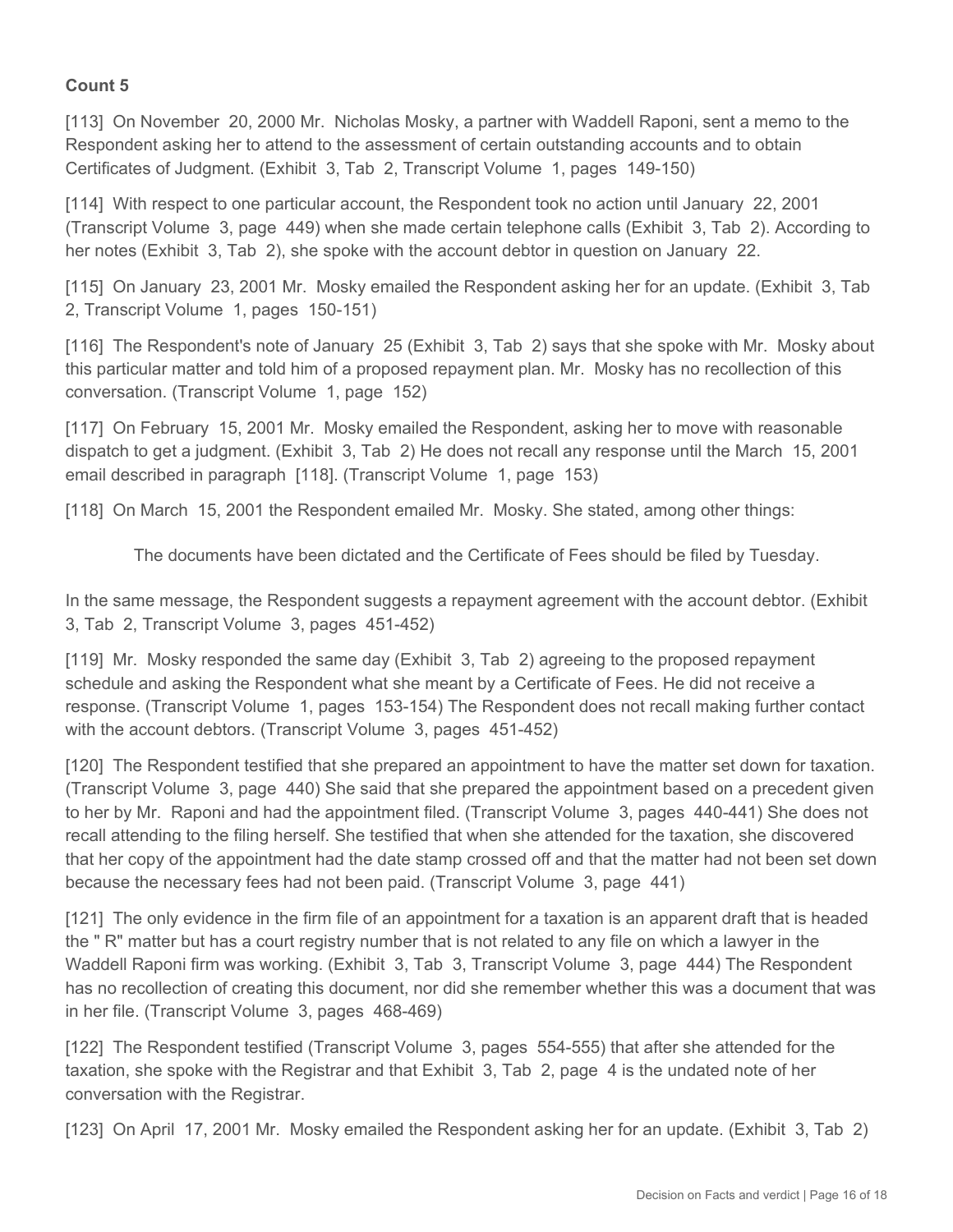**Count 5**

[113] On November 20, 2000 Mr. Nicholas Mosky, a partner with Waddell Raponi, sent a memo to the Respondent asking her to attend to the assessment of certain outstanding accounts and to obtain Certificates of Judgment. (Exhibit 3, Tab 2, Transcript Volume 1, pages 149-150)

[114] With respect to one particular account, the Respondent took no action until January 22, 2001 (Transcript Volume 3, page 449) when she made certain telephone calls (Exhibit 3, Tab 2). According to her notes (Exhibit 3, Tab 2), she spoke with the account debtor in question on January 22.

[115] On January 23, 2001 Mr. Mosky emailed the Respondent asking her for an update. (Exhibit 3, Tab 2, Transcript Volume 1, pages 150-151)

[116] The Respondent's note of January 25 (Exhibit 3, Tab 2) says that she spoke with Mr. Mosky about this particular matter and told him of a proposed repayment plan. Mr. Mosky has no recollection of this conversation. (Transcript Volume 1, page 152)

[117] On February 15, 2001 Mr. Mosky emailed the Respondent, asking her to move with reasonable dispatch to get a judgment. (Exhibit 3, Tab 2) He does not recall any response until the March 15, 2001 email described in paragraph [118]. (Transcript Volume 1, page 153)

[118] On March 15, 2001 the Respondent emailed Mr. Mosky. She stated, among other things:

> The documents have been dictated and the Certificate of Fees should be filed by Tuesday.

In the same message, the Respondent suggests a repayment agreement with the account debtor. (Exhibit 3, Tab 2, Transcript Volume 3, pages 451-452)

[119] Mr. Mosky responded the same day (Exhibit 3, Tab 2) agreeing to the proposed repayment schedule and asking the Respondent what she meant by a Certificate of Fees. He did not receive a response. (Transcript Volume 1, pages 153-154) The Respondent does not recall making further contact with the account debtors. (Transcript Volume 3, pages 451-452)

[120] The Respondent testified that she prepared an appointment to have the matter set down for taxation. (Transcript Volume 3, page 440) She said that she prepared the appointment based on a precedent given to her by Mr. Raponi and had the appointment filed. (Transcript Volume 3, pages 440-441) She does not recall attending to the filing herself. She testified that when she attended for the taxation, she discovered that her copy of the appointment had the date stamp crossed off and that the matter had not been set down because the necessary fees had not been paid. (Transcript Volume 3, page 441)

[121] The only evidence in the firm file of an appointment for a taxation is an apparent draft that is headed the " R" matter but has a court registry number that is not related to any file on which a lawyer in the Waddell Raponi firm was working. (Exhibit 3, Tab 3, Transcript Volume 3, page 444) The Respondent has no recollection of creating this document, nor did she remember whether this was a document that was in her file. (Transcript Volume 3, pages 468-469)

[122] The Respondent testified (Transcript Volume 3, pages 554-555) that after she attended for the taxation, she spoke with the Registrar and that Exhibit 3, Tab 2, page 4 is the undated note of her conversation with the Registrar.

[123] On April 17, 2001 Mr. Mosky emailed the Respondent asking her for an update. (Exhibit 3, Tab 2)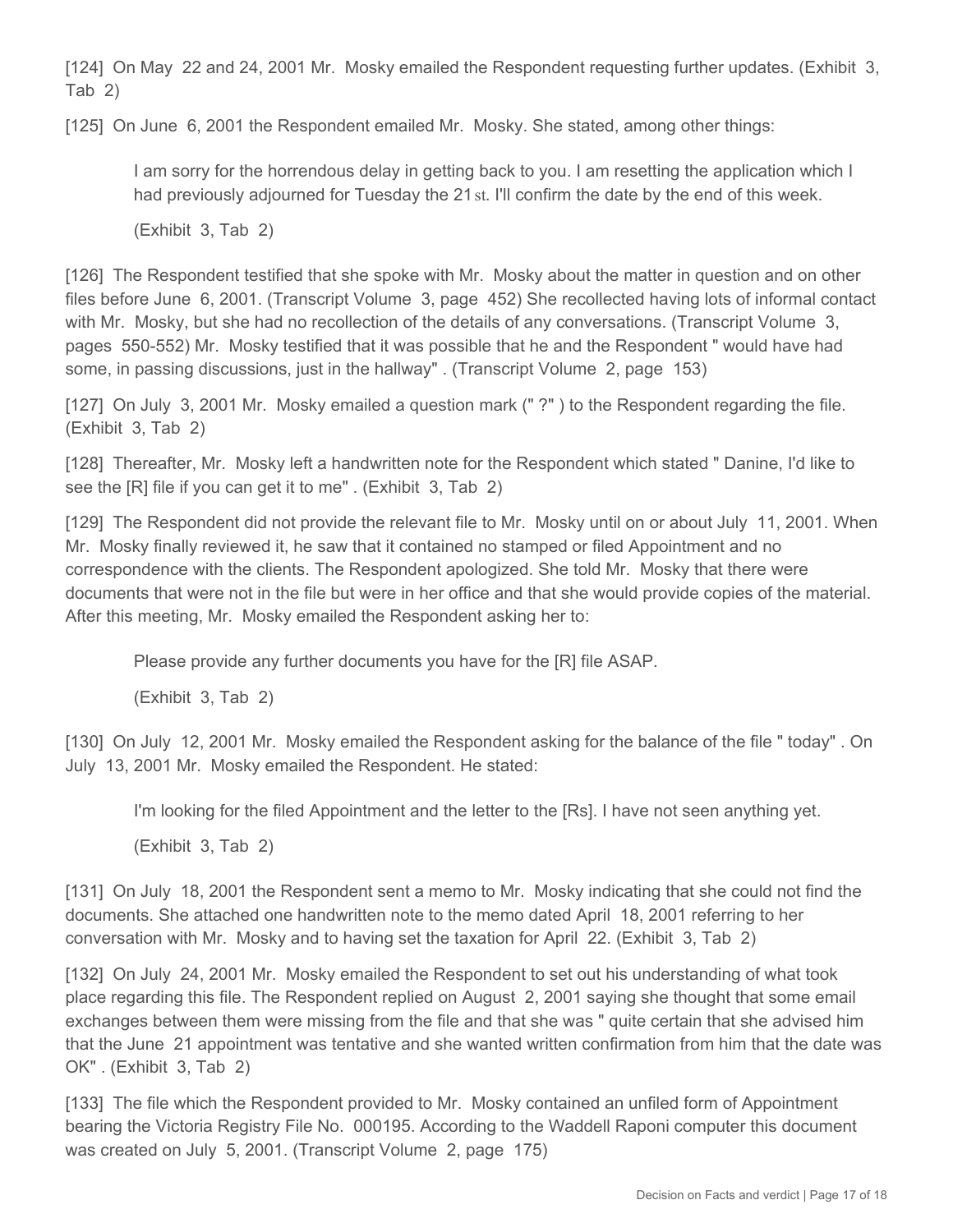[124] On May 22 and 24, 2001 Mr. Mosky emailed the Respondent requesting further updates. (Exhibit 3, Tab 2)

[125] On June 6, 2001 the Respondent emailed Mr. Mosky. She stated, among other things:

> I am sorry for the horrendous delay in getting back to you. I am resetting the application which I had previously adjourned for Tuesday the 21st. I'll confirm the date by the end of this week.
>
> (Exhibit 3, Tab 2)

[126] The Respondent testified that she spoke with Mr. Mosky about the matter in question and on other files before June 6, 2001. (Transcript Volume 3, page 452) She recollected having lots of informal contact with Mr. Mosky, but she had no recollection of the details of any conversations. (Transcript Volume 3, pages 550-552) Mr. Mosky testified that it was possible that he and the Respondent " would have had some, in passing discussions, just in the hallway" . (Transcript Volume 2, page 153)

[127] On July 3, 2001 Mr. Mosky emailed a question mark (" ?" ) to the Respondent regarding the file. (Exhibit 3, Tab 2)

[128] Thereafter, Mr. Mosky left a handwritten note for the Respondent which stated " Danine, I'd like to see the [R] file if you can get it to me" . (Exhibit 3, Tab 2)

[129] The Respondent did not provide the relevant file to Mr. Mosky until on or about July 11, 2001. When Mr. Mosky finally reviewed it, he saw that it contained no stamped or filed Appointment and no correspondence with the clients. The Respondent apologized. She told Mr. Mosky that there were documents that were not in the file but were in her office and that she would provide copies of the material. After this meeting, Mr. Mosky emailed the Respondent asking her to:

> Please provide any further documents you have for the [R] file ASAP.
>
> (Exhibit 3, Tab 2)

[130] On July 12, 2001 Mr. Mosky emailed the Respondent asking for the balance of the file " today" . On July 13, 2001 Mr. Mosky emailed the Respondent. He stated:

> I'm looking for the filed Appointment and the letter to the [Rs]. I have not seen anything yet.
>
> (Exhibit 3, Tab 2)

[131] On July 18, 2001 the Respondent sent a memo to Mr. Mosky indicating that she could not find the documents. She attached one handwritten note to the memo dated April 18, 2001 referring to her conversation with Mr. Mosky and to having set the taxation for April 22. (Exhibit 3, Tab 2)

[132] On July 24, 2001 Mr. Mosky emailed the Respondent to set out his understanding of what took place regarding this file. The Respondent replied on August 2, 2001 saying she thought that some email exchanges between them were missing from the file and that she was " quite certain that she advised him that the June 21 appointment was tentative and she wanted written confirmation from him that the date was OK" . (Exhibit 3, Tab 2)

[133] The file which the Respondent provided to Mr. Mosky contained an unfiled form of Appointment bearing the Victoria Registry File No. 000195. According to the Waddell Raponi computer this document was created on July 5, 2001. (Transcript Volume 2, page 175)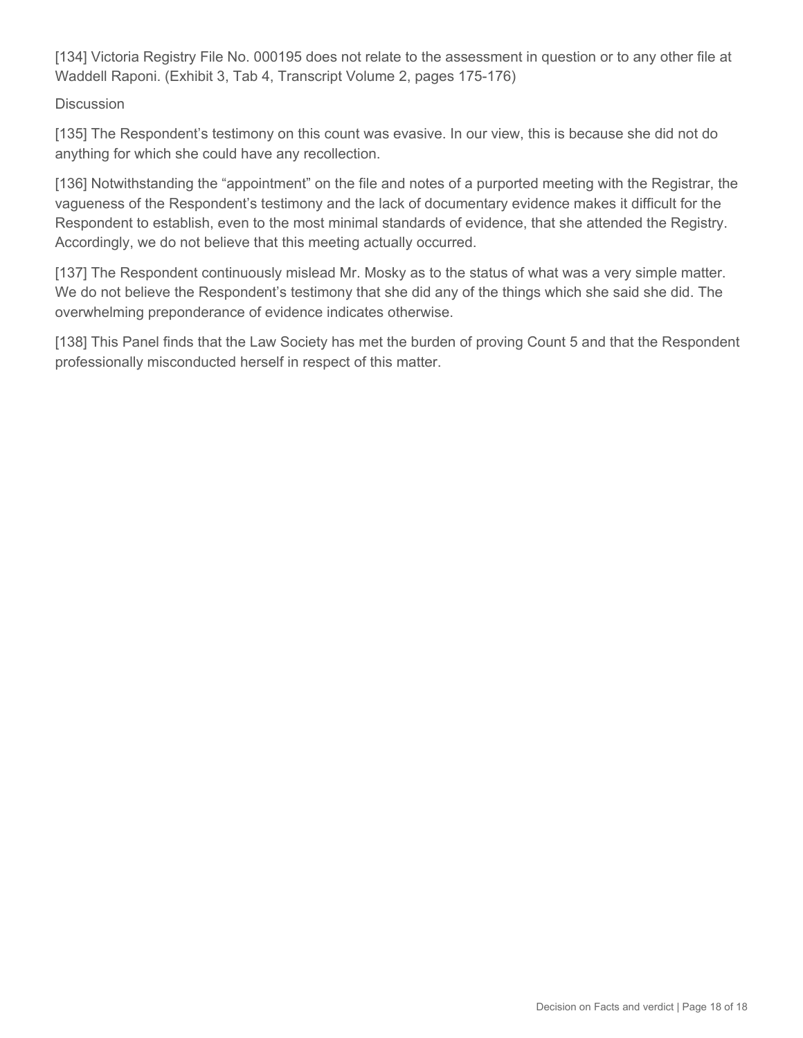[134] Victoria Registry File No. 000195 does not relate to the assessment in question or to any other file at Waddell Raponi. (Exhibit 3, Tab 4, Transcript Volume 2, pages 175-176)

Discussion

[135] The Respondent's testimony on this count was evasive. In our view, this is because she did not do anything for which she could have any recollection.

[136] Notwithstanding the "appointment" on the file and notes of a purported meeting with the Registrar, the vagueness of the Respondent's testimony and the lack of documentary evidence makes it difficult for the Respondent to establish, even to the most minimal standards of evidence, that she attended the Registry. Accordingly, we do not believe that this meeting actually occurred.

[137] The Respondent continuously mislead Mr. Mosky as to the status of what was a very simple matter. We do not believe the Respondent's testimony that she did any of the things which she said she did. The overwhelming preponderance of evidence indicates otherwise.

[138] This Panel finds that the Law Society has met the burden of proving Count 5 and that the Respondent professionally misconducted herself in respect of this matter.